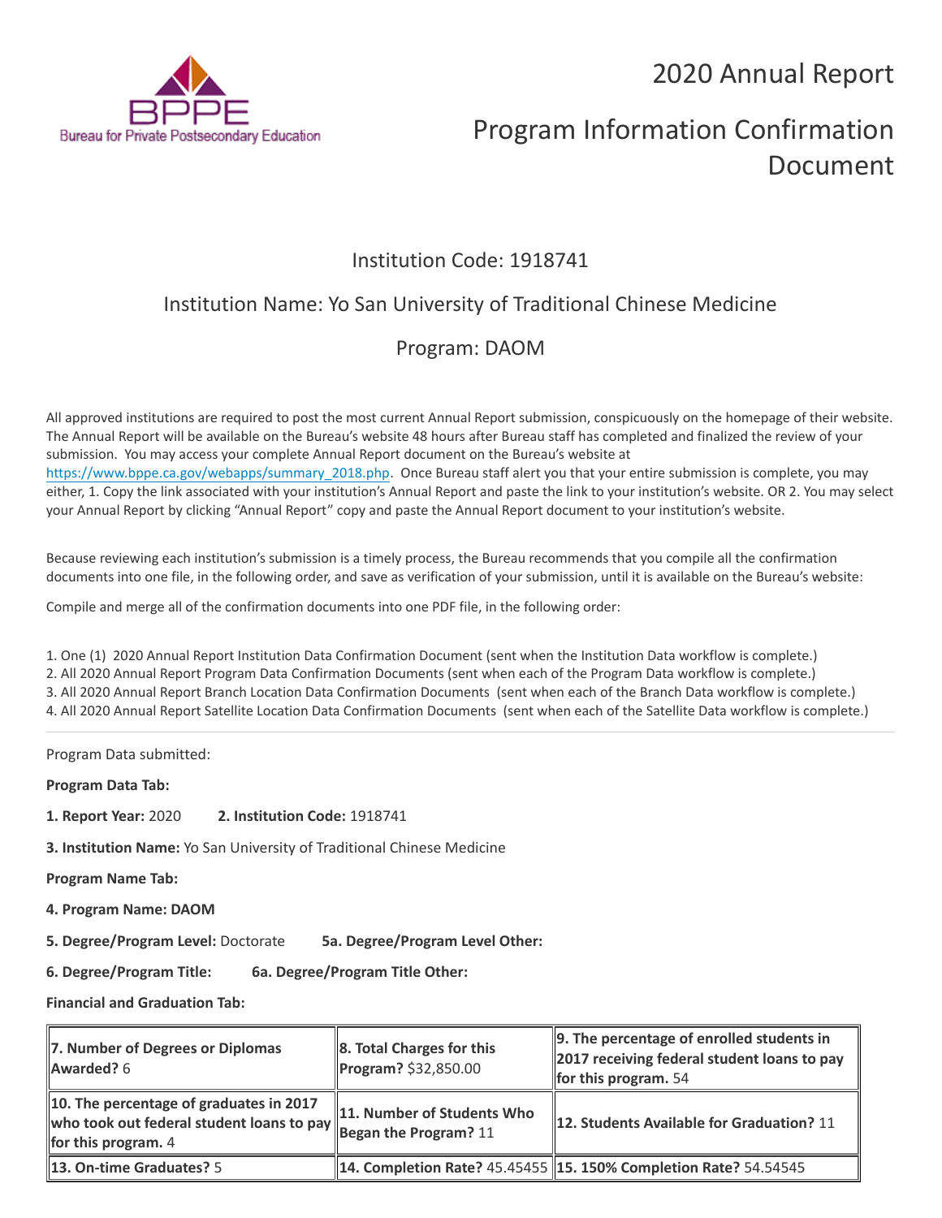# 2020 Annual Report

# Program Information Confirmation Document

## Institution Code: 1918741

## Institution Name: Yo San University of Traditional Chinese Medicine

## Program: DAOM

All approved institutions are required to post the most current Annual Report submission, conspicuously on the homepage of their website. The Annual Report will be available on the Bureau's website 48 hours after Bureau staff has completed and finalized the review of your submission. You may access your complete Annual Report document on the Bureau's website at https://www.bppe.ca.gov/webapps/summary_2018.php. Once Bureau staff alert you that your entire submission is complete, you may either, 1. Copy the link associated with your institution's Annual Report and paste the link to your institution's website. OR 2. You may select your Annual Report by clicking "Annual Report" copy and paste the Annual Report document to your institution's website.

Because reviewing each institution's submission is a timely process, the Bureau recommends that you compile all the confirmation documents into one file, in the following order, and save as verification of your submission, until it is available on the Bureau's website:

Compile and merge all of the confirmation documents into one PDF file, in the following order:

1. One (1) 2020 Annual Report Institution Data Confirmation Document (sent when the Institution Data workflow is complete.)
2. All 2020 Annual Report Program Data Confirmation Documents (sent when each of the Program Data workflow is complete.)
3. All 2020 Annual Report Branch Location Data Confirmation Documents (sent when each of the Branch Data workflow is complete.)
4. All 2020 Annual Report Satellite Location Data Confirmation Documents (sent when each of the Satellite Data workflow is complete.)

---

Program Data submitted:

**Program Data Tab:**

**1. Report Year:** 2020 **2. Institution Code:** 1918741

**3. Institution Name:** Yo San University of Traditional Chinese Medicine

**Program Name Tab:**

**4. Program Name: DAOM**

**5. Degree/Program Level:** Doctorate **5a. Degree/Program Level Other:**

**6. Degree/Program Title:** **6a. Degree/Program Title Other:**

**Financial and Graduation Tab:**

| | | |
|---|---|---|
| **7. Number of Degrees or Diplomas Awarded?** 6 | **8. Total Charges for this Program?** $32,850.00 | **9. The percentage of enrolled students in 2017 receiving federal student loans to pay for this program.** 54 |
| **10. The percentage of graduates in 2017 who took out federal student loans to pay for this program.** 4 | **11. Number of Students Who Began the Program?** 11 | **12. Students Available for Graduation?** 11 |
| **13. On-time Graduates?** 5 | **14. Completion Rate?** 45.45455 | **15. 150% Completion Rate?** 54.54545 |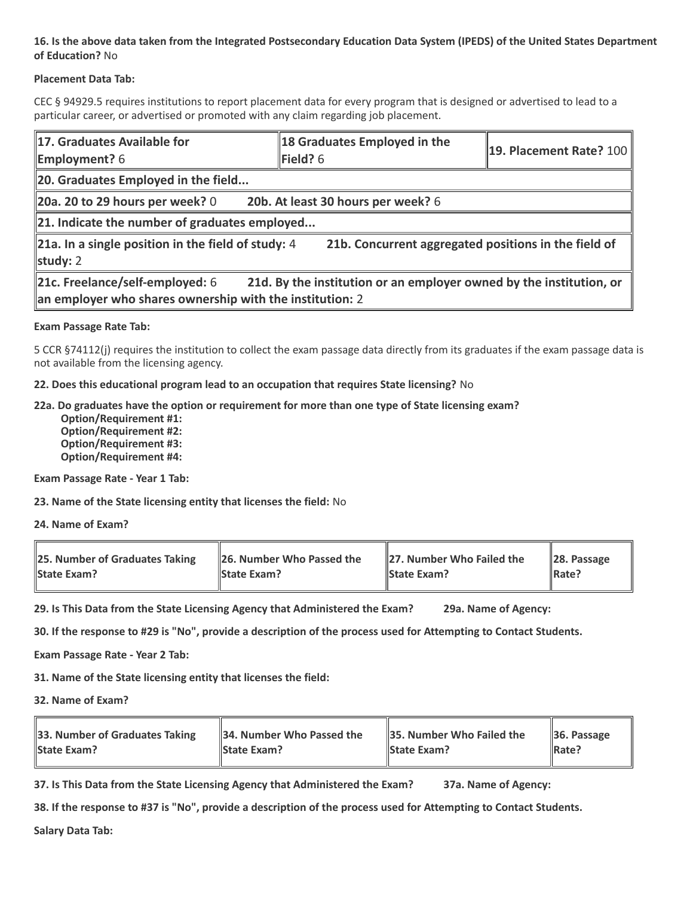**16. Is the above data taken from the Integrated Postsecondary Education Data System (IPEDS) of the United States Department of Education?** No

**Placement Data Tab:**

CEC § 94929.5 requires institutions to report placement data for every program that is designed or advertised to lead to a particular career, or advertised or promoted with any claim regarding job placement.

| **17. Graduates Available for Employment?** 6 | **18 Graduates Employed in the Field?** 6 | **19. Placement Rate?** 100 |
|---|---|---|
| **20. Graduates Employed in the field...** | | |
| **20a. 20 to 29 hours per week?** 0 **20b. At least 30 hours per week?** 6 | | |
| **21. Indicate the number of graduates employed...** | | |
| **21a. In a single position in the field of study:** 4 **21b. Concurrent aggregated positions in the field of study:** 2 | | |
| **21c. Freelance/self-employed:** 6 **21d. By the institution or an employer owned by the institution, or an employer who shares ownership with the institution:** 2 | | |

**Exam Passage Rate Tab:**

5 CCR §74112(j) requires the institution to collect the exam passage data directly from its graduates if the exam passage data is not available from the licensing agency.

**22. Does this educational program lead to an occupation that requires State licensing?** No

**22a. Do graduates have the option or requirement for more than one type of State licensing exam?**
- **Option/Requirement #1:**
- **Option/Requirement #2:**
- **Option/Requirement #3:**
- **Option/Requirement #4:**

**Exam Passage Rate - Year 1 Tab:**

**23. Name of the State licensing entity that licenses the field:** No

**24. Name of Exam?**

| **25. Number of Graduates Taking State Exam?** | **26. Number Who Passed the State Exam?** | **27. Number Who Failed the State Exam?** | **28. Passage Rate?** |
|---|---|---|---|

**29. Is This Data from the State Licensing Agency that Administered the Exam?** **29a. Name of Agency:**

**30. If the response to #29 is "No", provide a description of the process used for Attempting to Contact Students.**

**Exam Passage Rate - Year 2 Tab:**

**31. Name of the State licensing entity that licenses the field:**

**32. Name of Exam?**

| **33. Number of Graduates Taking State Exam?** | **34. Number Who Passed the State Exam?** | **35. Number Who Failed the State Exam?** | **36. Passage Rate?** |
|---|---|---|---|

**37. Is This Data from the State Licensing Agency that Administered the Exam?** **37a. Name of Agency:**

**38. If the response to #37 is "No", provide a description of the process used for Attempting to Contact Students.**

**Salary Data Tab:**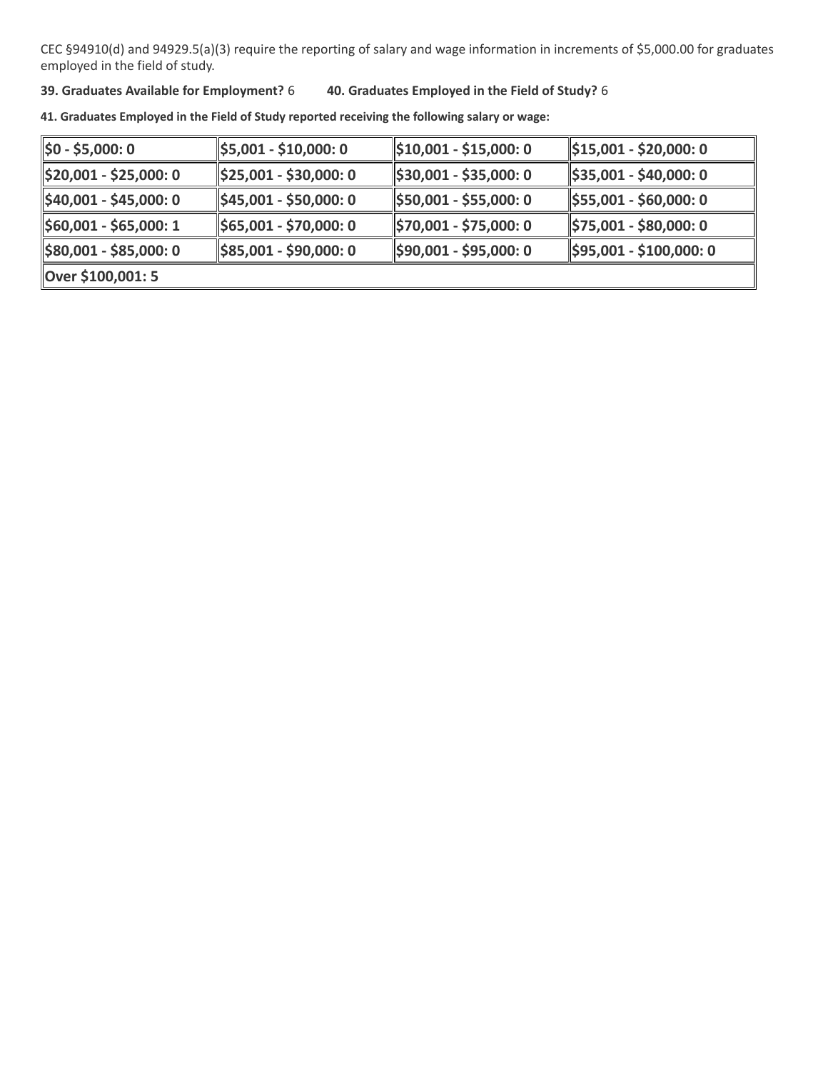CEC §94910(d) and 94929.5(a)(3) require the reporting of salary and wage information in increments of $5,000.00 for graduates employed in the field of study.

**39. Graduates Available for Employment?** 6 **40. Graduates Employed in the Field of Study?** 6

**41. Graduates Employed in the Field of Study reported receiving the following salary or wage:**

| | | | |
|---|---|---|---|
| **$0 - $5,000: 0** | **$5,001 - $10,000: 0** | **$10,001 - $15,000: 0** | **$15,001 - $20,000: 0** |
| **$20,001 - $25,000: 0** | **$25,001 - $30,000: 0** | **$30,001 - $35,000: 0** | **$35,001 - $40,000: 0** |
| **$40,001 - $45,000: 0** | **$45,001 - $50,000: 0** | **$50,001 - $55,000: 0** | **$55,001 - $60,000: 0** |
| **$60,001 - $65,000: 1** | **$65,001 - $70,000: 0** | **$70,001 - $75,000: 0** | **$75,001 - $80,000: 0** |
| **$80,001 - $85,000: 0** | **$85,001 - $90,000: 0** | **$90,001 - $95,000: 0** | **$95,001 - $100,000: 0** |
| **Over $100,001: 5** | | | |